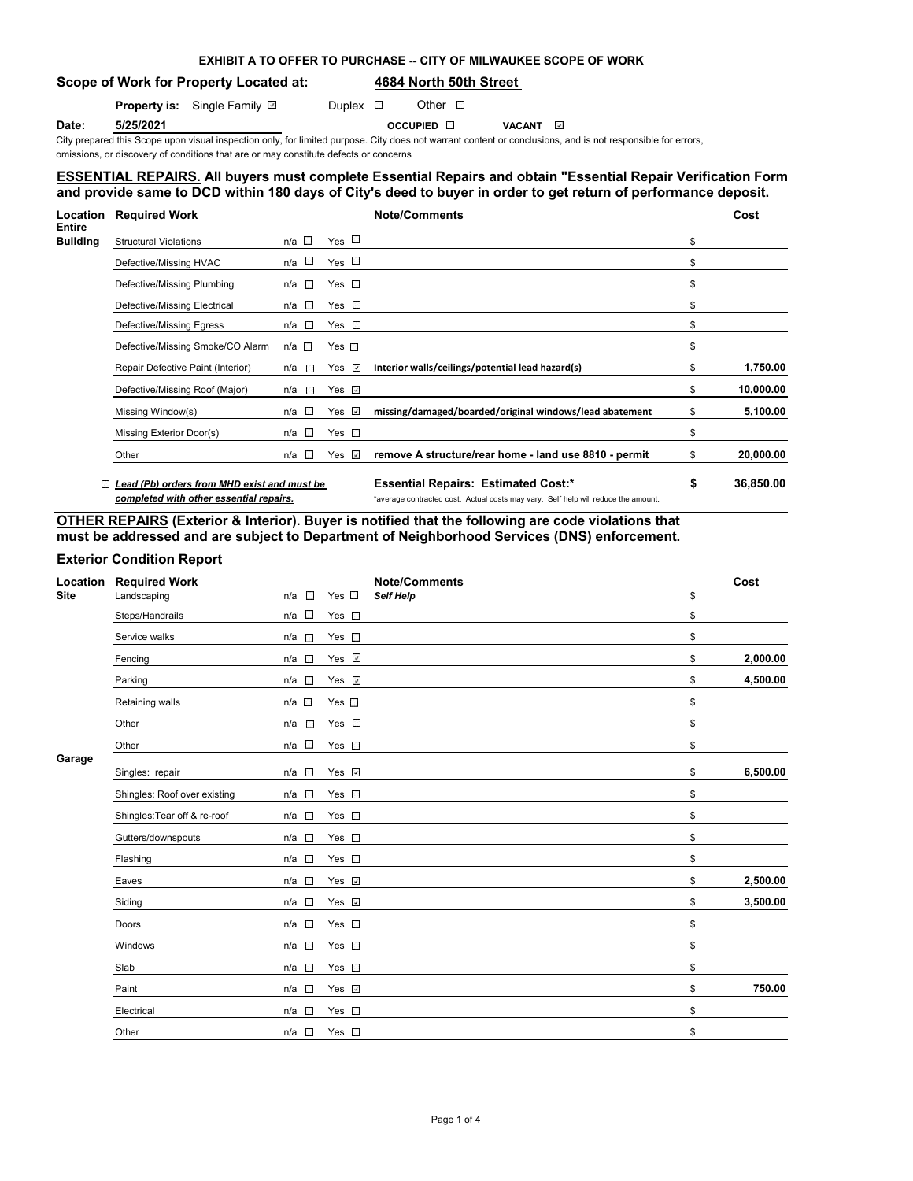**EXHIBIT A TO OFFER TO PURCHASE -- CITY OF MILWAUKEE SCOPE OF WORK**

**Scope of Work for Property Located at:** **4684 North 50th Street**

**Property is:** Single Family ☑ Duplex ☐ Other ☐

**Date:** **5/25/2021** **OCCUPIED** ☐ **VACANT** ☑

City prepared this Scope upon visual inspection only, for limited purpose. City does not warrant content or conclusions, and is not responsible for errors, omissions, or discovery of conditions that are or may constitute defects or concerns

**ESSENTIAL REPAIRS. All buyers must complete Essential Repairs and obtain "Essential Repair Verification Form and provide same to DCD within 180 days of City's deed to buyer in order to get return of performance deposit.**

| Location | Required Work | n/a | Yes | Note/Comments | Cost |
|---|---|---|---|---|---|
| Entire Building | Structural Violations | ☐ | ☐ | | $ |
| | Defective/Missing HVAC | ☐ | ☐ | | $ |
| | Defective/Missing Plumbing | ☐ | ☐ | | $ |
| | Defective/Missing Electrical | ☐ | ☐ | | $ |
| | Defective/Missing Egress | ☐ | ☐ | | $ |
| | Defective/Missing Smoke/CO Alarm | ☐ | ☐ | | $ |
| | Repair Defective Paint (Interior) | ☐ | ☑ | **Interior walls/ceilings/potential lead hazard(s)** | $ **1,750.00** |
| | Defective/Missing Roof (Major) | ☐ | ☑ | | $ **10,000.00** |
| | Missing Window(s) | ☐ | ☑ | **missing/damaged/boarded/original windows/lead abatement** | $ **5,100.00** |
| | Missing Exterior Door(s) | ☐ | ☐ | | $ |
| | Other | ☐ | ☑ | **remove A structure/rear home - land use 8810 - permit** | $ **20,000.00** |

☐ ***Lead (Pb) orders from MHD exist and must be completed with other essential repairs.***

**Essential Repairs: Estimated Cost:*** **$ 36,850.00**

*average contracted cost. Actual costs may vary. Self help will reduce the amount.

**OTHER REPAIRS (Exterior & Interior). Buyer is notified that the following are code violations that must be addressed and are subject to Department of Neighborhood Services (DNS) enforcement.**

### Exterior Condition Report

| Location | Required Work | n/a | Yes | Note/Comments | Cost |
|---|---|---|---|---|---|
| Site | Landscaping | ☐ | ☐ | ***Self Help*** | $ |
| | Steps/Handrails | ☐ | ☐ | | $ |
| | Service walks | ☐ | ☐ | | $ |
| | Fencing | ☐ | ☑ | | $ **2,000.00** |
| | Parking | ☐ | ☑ | | $ **4,500.00** |
| | Retaining walls | ☐ | ☐ | | $ |
| | Other | ☐ | ☐ | | $ |
| | Other | ☐ | ☐ | | $ |
| Garage | Singles: repair | ☐ | ☑ | | $ **6,500.00** |
| | Shingles: Roof over existing | ☐ | ☐ | | $ |
| | Shingles:Tear off & re-roof | ☐ | ☐ | | $ |
| | Gutters/downspouts | ☐ | ☐ | | $ |
| | Flashing | ☐ | ☐ | | $ |
| | Eaves | ☐ | ☑ | | $ **2,500.00** |
| | Siding | ☐ | ☑ | | $ **3,500.00** |
| | Doors | ☐ | ☐ | | $ |
| | Windows | ☐ | ☐ | | $ |
| | Slab | ☐ | ☐ | | $ |
| | Paint | ☐ | ☑ | | $ **750.00** |
| | Electrical | ☐ | ☐ | | $ |
| | Other | ☐ | ☐ | | $ |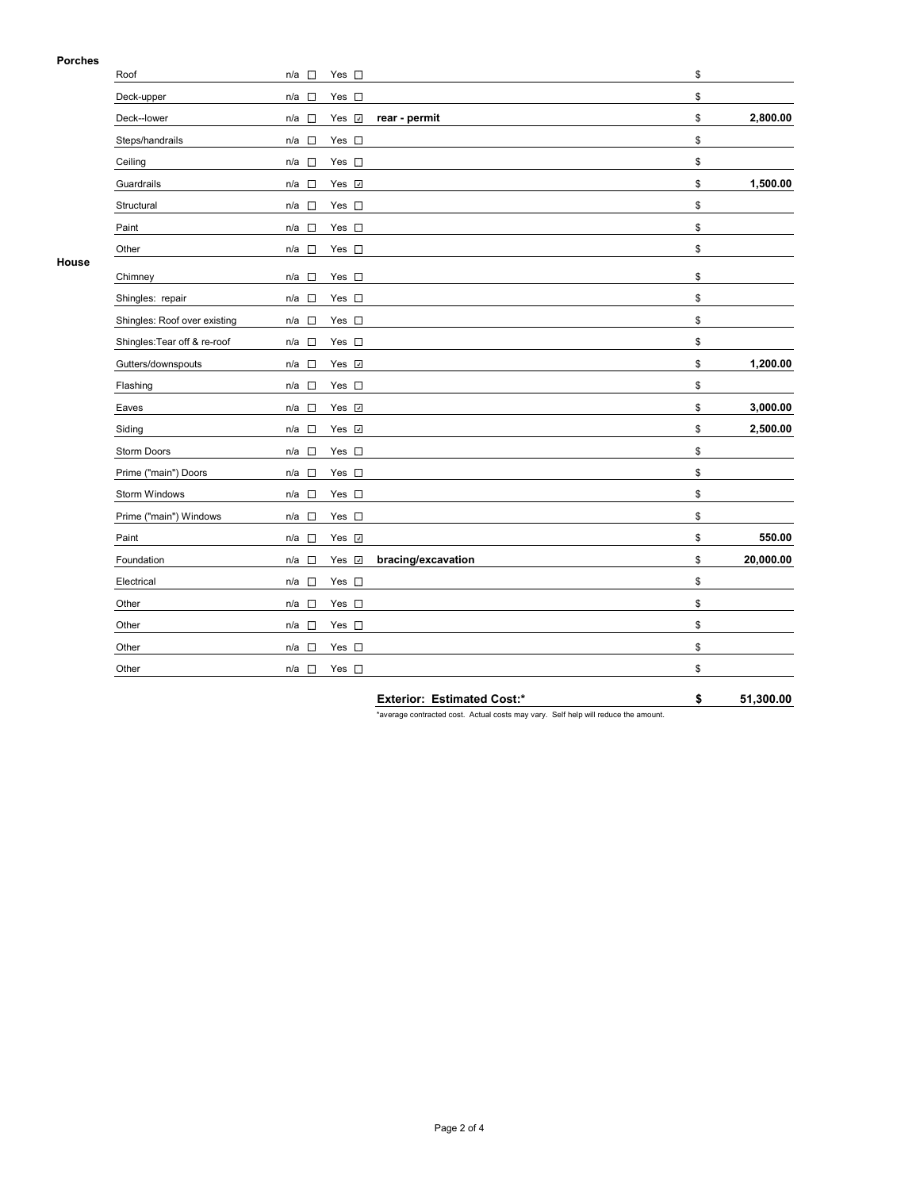**Porches**

| Item | n/a | Yes | Description | | Cost |
|---|---|---|---|---|---|
| Roof | ☐ | ☐ | | $ | |
| Deck-upper | ☐ | ☐ | | $ | |
| Deck--lower | ☐ | ☑ | **rear - permit** | $ | **2,800.00** |
| Steps/handrails | ☐ | ☐ | | $ | |
| Ceiling | ☐ | ☐ | | $ | |
| Guardrails | ☐ | ☑ | | $ | **1,500.00** |
| Structural | ☐ | ☐ | | $ | |
| Paint | ☐ | ☐ | | $ | |
| Other | ☐ | ☐ | | $ | |

**House**

| Item | n/a | Yes | Description | | Cost |
|---|---|---|---|---|---|
| Chimney | ☐ | ☐ | | $ | |
| Shingles: repair | ☐ | ☐ | | $ | |
| Shingles: Roof over existing | ☐ | ☐ | | $ | |
| Shingles:Tear off & re-roof | ☐ | ☐ | | $ | |
| Gutters/downspouts | ☐ | ☑ | | $ | **1,200.00** |
| Flashing | ☐ | ☐ | | $ | |
| Eaves | ☐ | ☑ | | $ | **3,000.00** |
| Siding | ☐ | ☑ | | $ | **2,500.00** |
| Storm Doors | ☐ | ☐ | | $ | |
| Prime ("main") Doors | ☐ | ☐ | | $ | |
| Storm Windows | ☐ | ☐ | | $ | |
| Prime ("main") Windows | ☐ | ☐ | | $ | |
| Paint | ☐ | ☑ | | $ | **550.00** |
| Foundation | ☐ | ☑ | **bracing/excavation** | $ | **20,000.00** |
| Electrical | ☐ | ☐ | | $ | |
| Other | ☐ | ☐ | | $ | |
| Other | ☐ | ☐ | | $ | |
| Other | ☐ | ☐ | | $ | |
| Other | ☐ | ☐ | | $ | |

**Exterior: Estimated Cost:*** **$ 51,300.00**

*average contracted cost. Actual costs may vary. Self help will reduce the amount.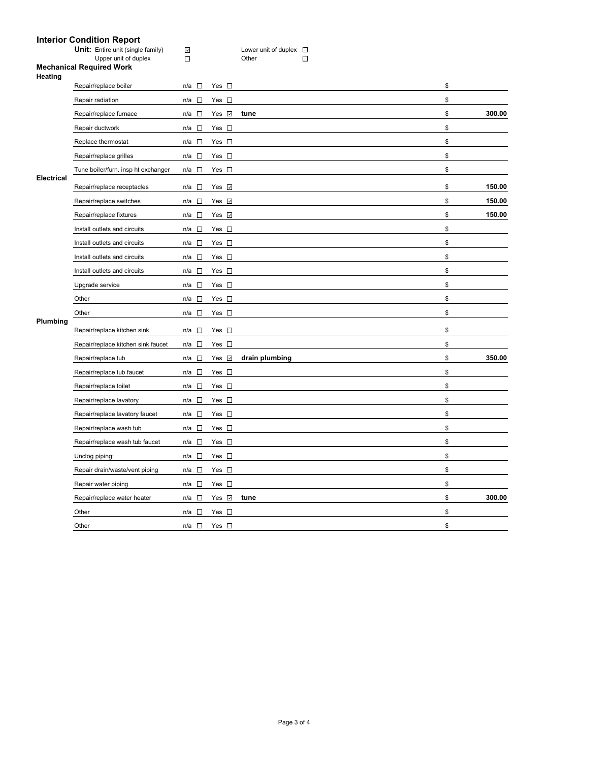# Interior Condition Report

**Unit:** Entire unit (single family) ☑ Lower unit of duplex ☐
Upper unit of duplex ☐ Other ☐

## Mechanical Required Work

### Heating

| Item | n/a | Yes | Notes | $ |
|---|---|---|---|---|
| Repair/replace boiler | ☐ | ☐ | | $ |
| Repair radiation | ☐ | ☐ | | $ |
| Repair/replace furnace | ☐ | ☑ | **tune** | $ **300.00** |
| Repair ductwork | ☐ | ☐ | | $ |
| Replace thermostat | ☐ | ☐ | | $ |
| Repair/replace grilles | ☐ | ☐ | | $ |
| Tune boiler/furn. insp ht exchanger | ☐ | ☐ | | $ |

### Electrical

| Item | n/a | Yes | Notes | $ |
|---|---|---|---|---|
| Repair/replace receptacles | ☐ | ☑ | | $ **150.00** |
| Repair/replace switches | ☐ | ☑ | | $ **150.00** |
| Repair/replace fixtures | ☐ | ☑ | | $ **150.00** |
| Install outlets and circuits | ☐ | ☐ | | $ |
| Install outlets and circuits | ☐ | ☐ | | $ |
| Install outlets and circuits | ☐ | ☐ | | $ |
| Install outlets and circuits | ☐ | ☐ | | $ |
| Upgrade service | ☐ | ☐ | | $ |
| Other | ☐ | ☐ | | $ |
| Other | ☐ | ☐ | | $ |

### Plumbing

| Item | n/a | Yes | Notes | $ |
|---|---|---|---|---|
| Repair/replace kitchen sink | ☐ | ☐ | | $ |
| Repair/replace kitchen sink faucet | ☐ | ☐ | | $ |
| Repair/replace tub | ☐ | ☑ | **drain plumbing** | $ **350.00** |
| Repair/replace tub faucet | ☐ | ☐ | | $ |
| Repair/replace toilet | ☐ | ☐ | | $ |
| Repair/replace lavatory | ☐ | ☐ | | $ |
| Repair/replace lavatory faucet | ☐ | ☐ | | $ |
| Repair/replace wash tub | ☐ | ☐ | | $ |
| Repair/replace wash tub faucet | ☐ | ☐ | | $ |
| Unclog piping: | ☐ | ☐ | | $ |
| Repair drain/waste/vent piping | ☐ | ☐ | | $ |
| Repair water piping | ☐ | ☐ | | $ |
| Repair/replace water heater | ☐ | ☑ | **tune** | $ **300.00** |
| Other | ☐ | ☐ | | $ |
| Other | ☐ | ☐ | | $ |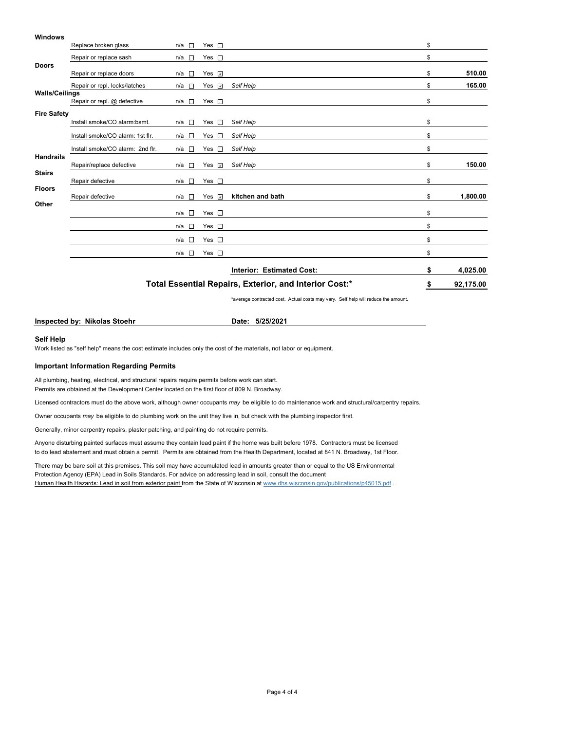| | | | | | |
|---|---|---|---|---|---|
| **Windows** | | | | | |
| | Replace broken glass | n/a ☐ | Yes ☐ | | $ |
| | Repair or replace sash | n/a ☐ | Yes ☐ | | $ |
| **Doors** | | | | | |
| | Repair or replace doors | n/a ☐ | Yes ☑ | | $ **510.00** |
| | Repair or repl. locks/latches | n/a ☐ | Yes ☑ | *Self Help* | $ **165.00** |
| **Walls/Ceilings** | | | | | |
| | Repair or repl. @ defective | n/a ☐ | Yes ☐ | | $ |
| **Fire Safety** | | | | | |
| | Install smoke/CO alarm:bsmt. | n/a ☐ | Yes ☐ | *Self Help* | $ |
| | Install smoke/CO alarm: 1st flr. | n/a ☐ | Yes ☐ | *Self Help* | $ |
| | Install smoke/CO alarm: 2nd flr. | n/a ☐ | Yes ☐ | *Self Help* | $ |
| **Handrails** | | | | | |
| | Repair/replace defective | n/a ☐ | Yes ☑ | *Self Help* | $ **150.00** |
| **Stairs** | | | | | |
| | Repair defective | n/a ☐ | Yes ☐ | | $ |
| **Floors** | | | | | |
| | Repair defective | n/a ☐ | Yes ☑ | **kitchen and bath** | $ **1,800.00** |
| **Other** | | | | | |
| | | n/a ☐ | Yes ☐ | | $ |
| | | n/a ☐ | Yes ☐ | | $ |
| | | n/a ☐ | Yes ☐ | | $ |
| | | n/a ☐ | Yes ☐ | | $ |
| | | | | **Interior: Estimated Cost:** | **$ 4,025.00** |
| | | | | **Total Essential Repairs, Exterior, and Interior Cost:*** | **$ 92,175.00** |

*average contracted cost. Actual costs may vary. Self help will reduce the amount.

**Inspected by: Nikolas Stoehr** **Date: 5/25/2021**

### Self Help

Work listed as "self help" means the cost estimate includes only the cost of the materials, not labor or equipment.

### Important Information Regarding Permits

All plumbing, heating, electrical, and structural repairs require permits before work can start.
Permits are obtained at the Development Center located on the first floor of 809 N. Broadway.

Licensed contractors must do the above work, although owner occupants *may* be eligible to do maintenance work and structural/carpentry repairs.

Owner occupants *may* be eligible to do plumbing work on the unit they live in, but check with the plumbing inspector first.

Generally, minor carpentry repairs, plaster patching, and painting do not require permits.

Anyone disturbing painted surfaces must assume they contain lead paint if the home was built before 1978. Contractors must be licensed to do lead abatement and must obtain a permit. Permits are obtained from the Health Department, located at 841 N. Broadway, 1st Floor.

There may be bare soil at this premises. This soil may have accumulated lead in amounts greater than or equal to the US Environmental Protection Agency (EPA) Lead in Soils Standards. For advice on addressing lead in soil, consult the document Human Health Hazards: Lead in soil from exterior paint from the State of Wisconsin at www.dhs.wisconsin.gov/publications/p45015.pdf .